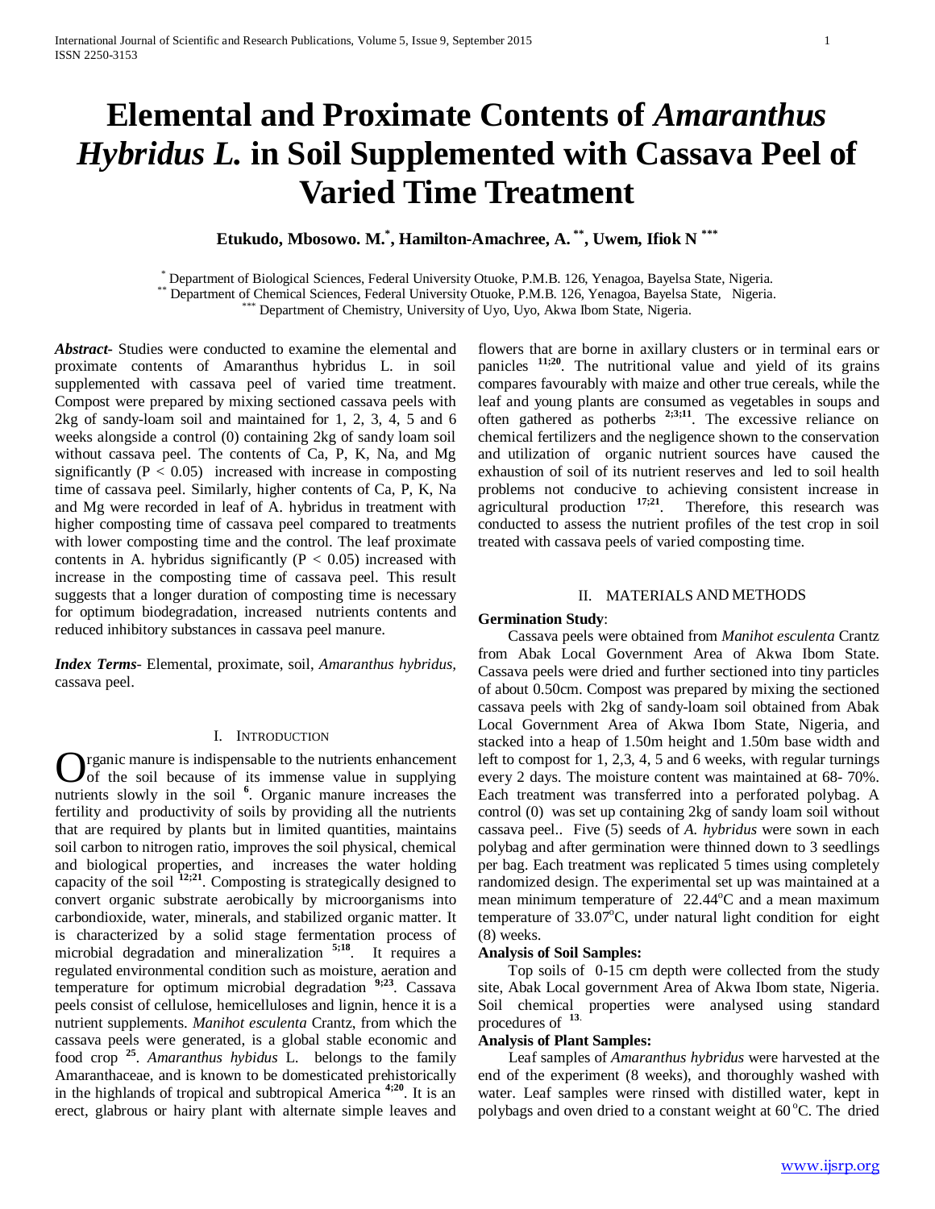# Elemental and Proximate Contents of *Amaranthus Hybridus L.* in Soil Supplemented with Cassava Peel of Varied Time Treatment

**Etukudo, Mbosowo. M.[*], Hamilton-Amachree, A. [**], Uwem, Ifiok N [***]**

[*] Department of Biological Sciences, Federal University Otuoke, P.M.B. 126, Yenagoa, Bayelsa State, Nigeria.
[**] Department of Chemical Sciences, Federal University Otuoke, P.M.B. 126, Yenagoa, Bayelsa State, Nigeria.
[***] Department of Chemistry, University of Uyo, Uyo, Akwa Ibom State, Nigeria.

***Abstract***- Studies were conducted to examine the elemental and proximate contents of Amaranthus hybridus L. in soil supplemented with cassava peel of varied time treatment. Compost were prepared by mixing sectioned cassava peels with 2kg of sandy-loam soil and maintained for 1, 2, 3, 4, 5 and 6 weeks alongside a control (0) containing 2kg of sandy loam soil without cassava peel. The contents of Ca, P, K, Na, and Mg significantly ($P < 0.05$) increased with increase in composting time of cassava peel. Similarly, higher contents of Ca, P, K, Na and Mg were recorded in leaf of A. hybridus in treatment with higher composting time of cassava peel compared to treatments with lower composting time and the control. The leaf proximate contents in A. hybridus significantly ($P < 0.05$) increased with increase in the composting time of cassava peel. This result suggests that a longer duration of composting time is necessary for optimum biodegradation, increased nutrients contents and reduced inhibitory substances in cassava peel manure.

***Index Terms***- Elemental, proximate, soil, *Amaranthus hybridus*, cassava peel.

## I. Introduction

Organic manure is indispensable to the nutrients enhancement of the soil because of its immense value in supplying nutrients slowly in the soil [6]. Organic manure increases the fertility and productivity of soils by providing all the nutrients that are required by plants but in limited quantities, maintains soil carbon to nitrogen ratio, improves the soil physical, chemical and biological properties, and increases the water holding capacity of the soil [12;21]. Composting is strategically designed to convert organic substrate aerobically by microorganisms into carbondioxide, water, minerals, and stabilized organic matter. It is characterized by a solid stage fermentation process of microbial degradation and mineralization [5;18]. It requires a regulated environmental condition such as moisture, aeration and temperature for optimum microbial degradation [9;23]. Cassava peels consist of cellulose, hemicelluloses and lignin, hence it is a nutrient supplements. *Manihot esculenta* Crantz, from which the cassava peels were generated, is a global stable economic and food crop [25]. *Amaranthus hybidus* L. belongs to the family Amaranthaceae, and is known to be domesticated prehistorically in the highlands of tropical and subtropical America [4;20]. It is an erect, glabrous or hairy plant with alternate simple leaves and flowers that are borne in axillary clusters or in terminal ears or panicles [11;20]. The nutritional value and yield of its grains compares favourably with maize and other true cereals, while the leaf and young plants are consumed as vegetables in soups and often gathered as potherbs [2;3;11]. The excessive reliance on chemical fertilizers and the negligence shown to the conservation and utilization of organic nutrient sources have caused the exhaustion of soil of its nutrient reserves and led to soil health problems not conducive to achieving consistent increase in agricultural production [17;21]. Therefore, this research was conducted to assess the nutrient profiles of the test crop in soil treated with cassava peels of varied composting time.

## II. Materials and Methods

**Germination Study**:

Cassava peels were obtained from *Manihot esculenta* Crantz from Abak Local Government Area of Akwa Ibom State. Cassava peels were dried and further sectioned into tiny particles of about 0.50cm. Compost was prepared by mixing the sectioned cassava peels with 2kg of sandy-loam soil obtained from Abak Local Government Area of Akwa Ibom State, Nigeria, and stacked into a heap of 1.50m height and 1.50m base width and left to compost for 1, 2,3,4, 5 and 6 weeks, with regular turnings every 2 days. The moisture content was maintained at 68- 70%. Each treatment was transferred into a perforated polybag. A control (0) was set up containing 2kg of sandy loam soil without cassava peel.. Five (5) seeds of *A. hybridus* were sown in each polybag and after germination were thinned down to 3 seedlings per bag. Each treatment was replicated 5 times using completely randomized design. The experimental set up was maintained at a mean minimum temperature of 22.44$^{o}$C and a mean maximum temperature of 33.07$^{o}$C, under natural light condition for eight (8) weeks.

**Analysis of Soil Samples:**

Top soils of 0-15 cm depth were collected from the study site, Abak Local government Area of Akwa Ibom state, Nigeria. Soil chemical properties were analysed using standard procedures of [13].

**Analysis of Plant Samples:**

Leaf samples of *Amaranthus hybridus* were harvested at the end of the experiment (8 weeks), and thoroughly washed with water. Leaf samples were rinsed with distilled water, kept in polybags and oven dried to a constant weight at 60$^{o}$C. The dried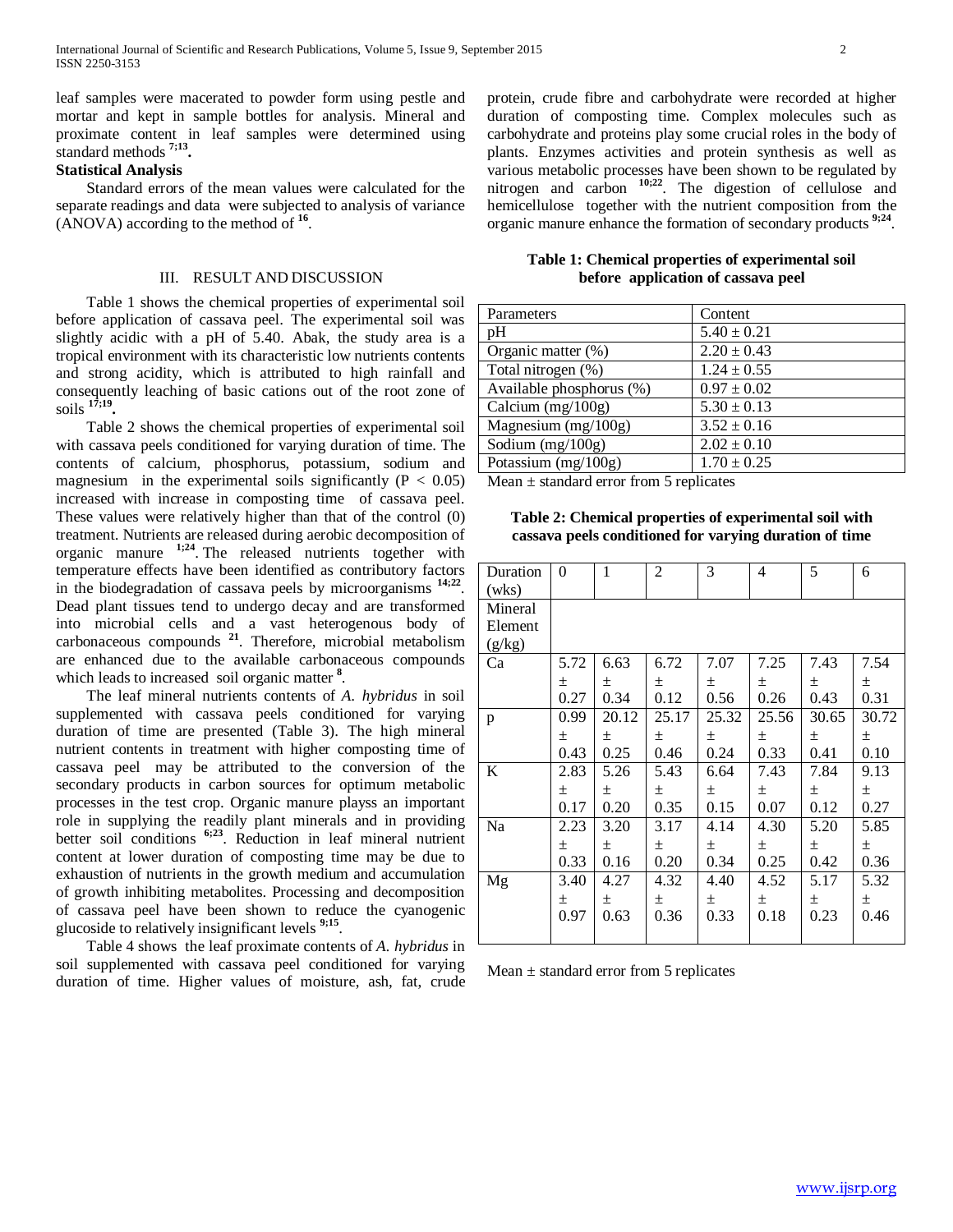leaf samples were macerated to powder form using pestle and mortar and kept in sample bottles for analysis. Mineral and proximate content in leaf samples were determined using standard methods [7;13].

**Statistical Analysis**

Standard errors of the mean values were calculated for the separate readings and data were subjected to analysis of variance (ANOVA) according to the method of [16].

## III. RESULT AND DISCUSSION

Table 1 shows the chemical properties of experimental soil before application of cassava peel. The experimental soil was slightly acidic with a pH of 5.40. Abak, the study area is a tropical environment with its characteristic low nutrients contents and strong acidity, which is attributed to high rainfall and consequently leaching of basic cations out of the root zone of soils [17;19].

Table 2 shows the chemical properties of experimental soil with cassava peels conditioned for varying duration of time. The contents of calcium, phosphorus, potassium, sodium and magnesium in the experimental soils significantly ($P < 0.05$) increased with increase in composting time of cassava peel. These values were relatively higher than that of the control (0) treatment. Nutrients are released during aerobic decomposition of organic manure [1;24]. The released nutrients together with temperature effects have been identified as contributory factors in the biodegradation of cassava peels by microorganisms [14;22]. Dead plant tissues tend to undergo decay and are transformed into microbial cells and a vast heterogenous body of carbonaceous compounds [21]. Therefore, microbial metabolism are enhanced due to the available carbonaceous compounds which leads to increased soil organic matter [8].

The leaf mineral nutrients contents of *A. hybridus* in soil supplemented with cassava peels conditioned for varying duration of time are presented (Table 3). The high mineral nutrient contents in treatment with higher composting time of cassava peel may be attributed to the conversion of the secondary products in carbon sources for optimum metabolic processes in the test crop. Organic manure playss an important role in supplying the readily plant minerals and in providing better soil conditions [6;23]. Reduction in leaf mineral nutrient content at lower duration of composting time may be due to exhaustion of nutrients in the growth medium and accumulation of growth inhibiting metabolites. Processing and decomposition of cassava peel have been shown to reduce the cyanogenic glucoside to relatively insignificant levels [9;15].

Table 4 shows the leaf proximate contents of *A. hybridus* in soil supplemented with cassava peel conditioned for varying duration of time. Higher values of moisture, ash, fat, crude protein, crude fibre and carbohydrate were recorded at higher duration of composting time. Complex molecules such as carbohydrate and proteins play some crucial roles in the body of plants. Enzymes activities and protein synthesis as well as various metabolic processes have been shown to be regulated by nitrogen and carbon [10;22]. The digestion of cellulose and hemicellulose together with the nutrient composition from the organic manure enhance the formation of secondary products [9;24].

**Table 1: Chemical properties of experimental soil before application of cassava peel**

| Parameters | Content |
|---|---|
| pH | 5.40 ± 0.21 |
| Organic matter (%) | 2.20 ± 0.43 |
| Total nitrogen (%) | 1.24 ± 0.55 |
| Available phosphorus (%) | 0.97 ± 0.02 |
| Calcium (mg/100g) | 5.30 ± 0.13 |
| Magnesium (mg/100g) | 3.52 ± 0.16 |
| Sodium (mg/100g) | 2.02 ± 0.10 |
| Potassium (mg/100g) | 1.70 ± 0.25 |

Mean ± standard error from 5 replicates

**Table 2: Chemical properties of experimental soil with cassava peels conditioned for varying duration of time**

| Duration (wks) | 0 | 1 | 2 | 3 | 4 | 5 | 6 |
|---|---|---|---|---|---|---|---|
| Mineral Element (g/kg) | | | | | | | |
| Ca | 5.72 ± 0.27 | 6.63 ± 0.34 | 6.72 ± 0.12 | 7.07 ± 0.56 | 7.25 ± 0.26 | 7.43 ± 0.43 | 7.54 ± 0.31 |
| p | 0.99 ± 0.43 | 20.12 ± 0.25 | 25.17 ± 0.46 | 25.32 ± 0.24 | 25.56 ± 0.33 | 30.65 ± 0.41 | 30.72 ± 0.10 |
| K | 2.83 ± 0.17 | 5.26 ± 0.20 | 5.43 ± 0.35 | 6.64 ± 0.15 | 7.43 ± 0.07 | 7.84 ± 0.12 | 9.13 ± 0.27 |
| Na | 2.23 ± 0.33 | 3.20 ± 0.16 | 3.17 ± 0.20 | 4.14 ± 0.34 | 4.30 ± 0.25 | 5.20 ± 0.42 | 5.85 ± 0.36 |
| Mg | 3.40 ± 0.97 | 4.27 ± 0.63 | 4.32 ± 0.36 | 4.40 ± 0.33 | 4.52 ± 0.18 | 5.17 ± 0.23 | 5.32 ± 0.46 |

Mean ± standard error from 5 replicates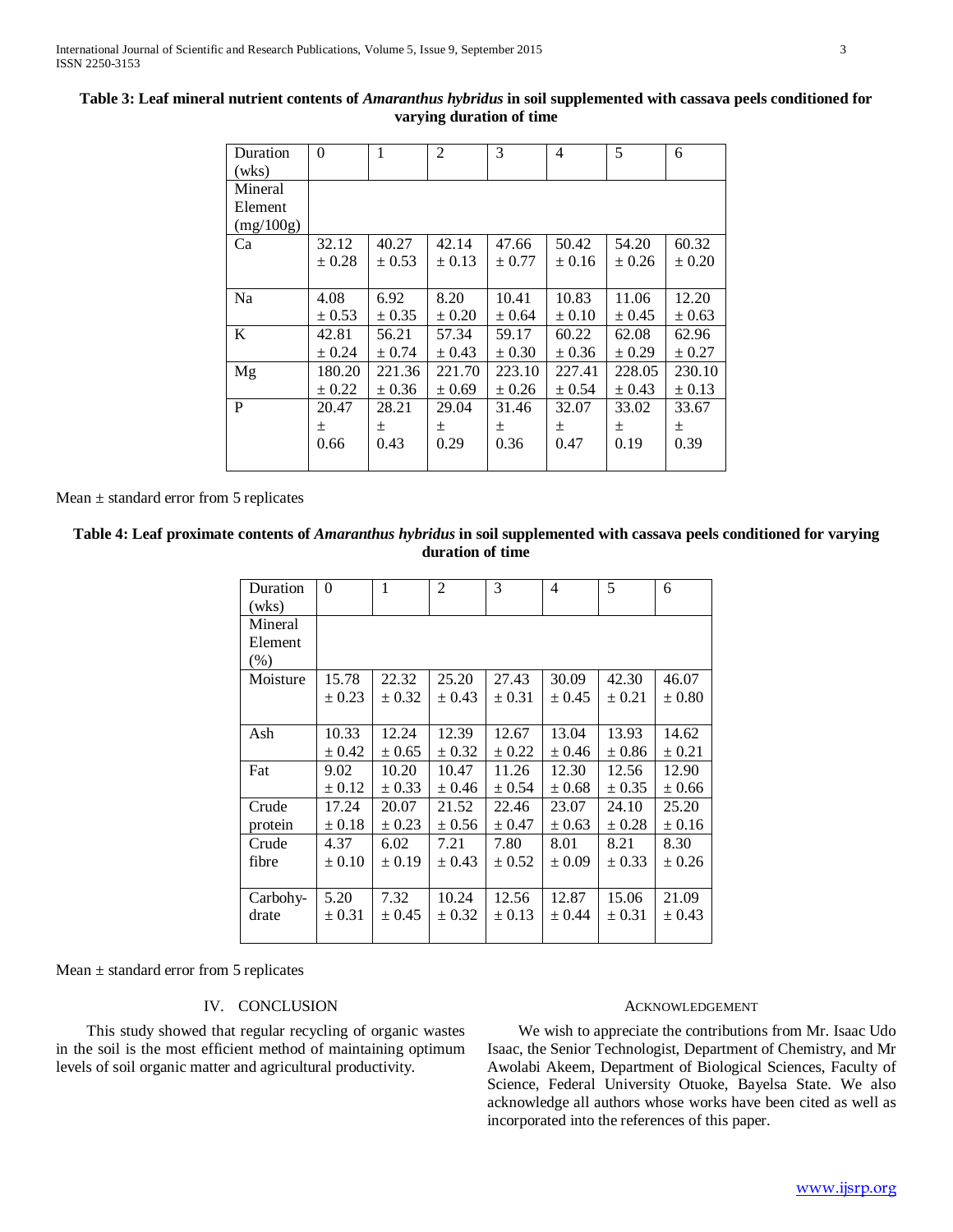**Table 3: Leaf mineral nutrient contents of *Amaranthus hybridus* in soil supplemented with cassava peels conditioned for varying duration of time**

| Duration (wks) | 0 | 1 | 2 | 3 | 4 | 5 | 6 |
|---|---|---|---|---|---|---|---|
| Mineral Element (mg/100g) | | | | | | | |
| Ca | 32.12 ± 0.28 | 40.27 ± 0.53 | 42.14 ± 0.13 | 47.66 ± 0.77 | 50.42 ± 0.16 | 54.20 ± 0.26 | 60.32 ± 0.20 |
| Na | 4.08 ± 0.53 | 6.92 ± 0.35 | 8.20 ± 0.20 | 10.41 ± 0.64 | 10.83 ± 0.10 | 11.06 ± 0.45 | 12.20 ± 0.63 |
| K | 42.81 ± 0.24 | 56.21 ± 0.74 | 57.34 ± 0.43 | 59.17 ± 0.30 | 60.22 ± 0.36 | 62.08 ± 0.29 | 62.96 ± 0.27 |
| Mg | 180.20 ± 0.22 | 221.36 ± 0.36 | 221.70 ± 0.69 | 223.10 ± 0.26 | 227.41 ± 0.54 | 228.05 ± 0.43 | 230.10 ± 0.13 |
| P | 20.47 ± 0.66 | 28.21 ± 0.43 | 29.04 ± 0.29 | 31.46 ± 0.36 | 32.07 ± 0.47 | 33.02 ± 0.19 | 33.67 ± 0.39 |

Mean ± standard error from 5 replicates

**Table 4: Leaf proximate contents of *Amaranthus hybridus* in soil supplemented with cassava peels conditioned for varying duration of time**

| Duration (wks) | 0 | 1 | 2 | 3 | 4 | 5 | 6 |
|---|---|---|---|---|---|---|---|
| Mineral Element (%) | | | | | | | |
| Moisture | 15.78 ± 0.23 | 22.32 ± 0.32 | 25.20 ± 0.43 | 27.43 ± 0.31 | 30.09 ± 0.45 | 42.30 ± 0.21 | 46.07 ± 0.80 |
| Ash | 10.33 ± 0.42 | 12.24 ± 0.65 | 12.39 ± 0.32 | 12.67 ± 0.22 | 13.04 ± 0.46 | 13.93 ± 0.86 | 14.62 ± 0.21 |
| Fat | 9.02 ± 0.12 | 10.20 ± 0.33 | 10.47 ± 0.46 | 11.26 ± 0.54 | 12.30 ± 0.68 | 12.56 ± 0.35 | 12.90 ± 0.66 |
| Crude protein | 17.24 ± 0.18 | 20.07 ± 0.23 | 21.52 ± 0.56 | 22.46 ± 0.47 | 23.07 ± 0.63 | 24.10 ± 0.28 | 25.20 ± 0.16 |
| Crude fibre | 4.37 ± 0.10 | 6.02 ± 0.19 | 7.21 ± 0.43 | 7.80 ± 0.52 | 8.01 ± 0.09 | 8.21 ± 0.33 | 8.30 ± 0.26 |
| Carbohy-drate | 5.20 ± 0.31 | 7.32 ± 0.45 | 10.24 ± 0.32 | 12.56 ± 0.13 | 12.87 ± 0.44 | 15.06 ± 0.31 | 21.09 ± 0.43 |

Mean ± standard error from 5 replicates

## IV. CONCLUSION

This study showed that regular recycling of organic wastes in the soil is the most efficient method of maintaining optimum levels of soil organic matter and agricultural productivity.

## ACKNOWLEDGEMENT

We wish to appreciate the contributions from Mr. Isaac Udo Isaac, the Senior Technologist, Department of Chemistry, and Mr Awolabi Akeem, Department of Biological Sciences, Faculty of Science, Federal University Otuoke, Bayelsa State. We also acknowledge all authors whose works have been cited as well as incorporated into the references of this paper.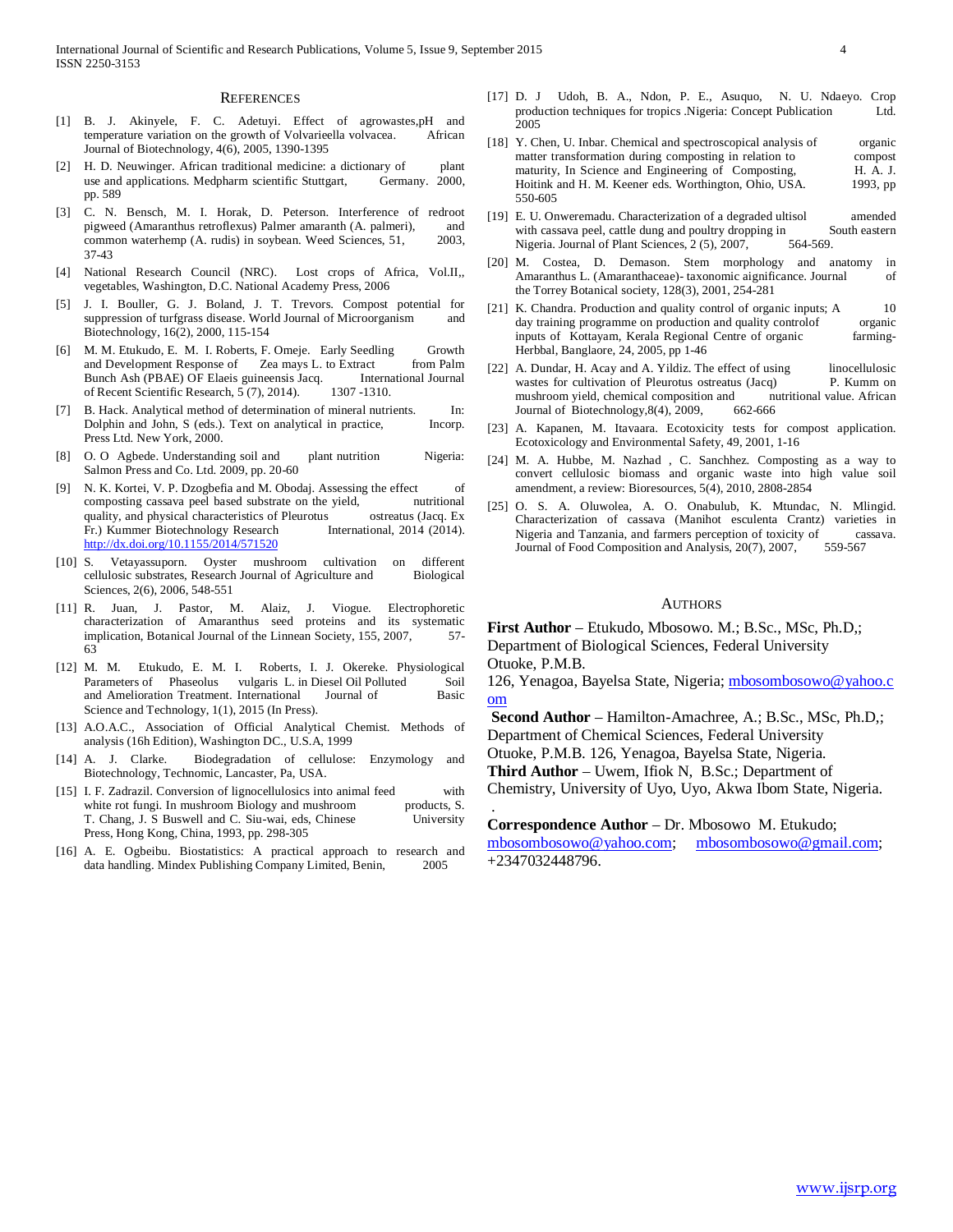## REFERENCES

[1] B. J. Akinyele, F. C. Adetuyi. Effect of agrowastes,pH and temperature variation on the growth of Volvarieella volvacea. African Journal of Biotechnology, 4(6), 2005, 1390-1395

[2] H. D. Neuwinger. African traditional medicine: a dictionary of plant use and applications. Medpharm scientific Stuttgart, Germany. 2000, pp. 589

[3] C. N. Bensch, M. I. Horak, D. Peterson. Interference of redroot pigweed (Amaranthus retroflexus) Palmer amaranth (A. palmeri), and common waterhemp (A. rudis) in soybean. Weed Sciences, 51, 2003, 37-43

[4] National Research Council (NRC). Lost crops of Africa, Vol.II,, vegetables, Washington, D.C. National Academy Press, 2006

[5] J. I. Bouller, G. J. Boland, J. T. Trevors. Compost potential for suppression of turfgrass disease. World Journal of Microorganism and Biotechnology, 16(2), 2000, 115-154

[6] M. M. Etukudo, E. M. I. Roberts, F. Omeje. Early Seedling Growth and Development Response of Zea mays L. to Extract from Palm Bunch Ash (PBAE) OF Elaeis guineensis Jacq. International Journal of Recent Scientific Research, 5 (7), 2014). 1307 -1310.

[7] B. Hack. Analytical method of determination of mineral nutrients. In: Dolphin and John, S (eds.). Text on analytical in practice, Incorp. Press Ltd. New York, 2000.

[8] O. O Agbede. Understanding soil and plant nutrition Nigeria: Salmon Press and Co. Ltd. 2009, pp. 20-60

[9] N. K. Kortei, V. P. Dzogbefia and M. Obodaj. Assessing the effect of composting cassava peel based substrate on the yield, nutritional quality, and physical characteristics of Pleurotus ostreatus (Jacq. Ex Fr.) Kummer Biotechnology Research International, 2014 (2014). http://dx.doi.org/10.1155/2014/571520

[10] S. Vetayassuporn. Oyster mushroom cultivation on different cellulosic substrates, Research Journal of Agriculture and Biological Sciences, 2(6), 2006, 548-551

[11] R. Juan, J. Pastor, M. Alaiz, J. Viogue. Electrophoretic characterization of Amaranthus seed proteins and its systematic implication, Botanical Journal of the Linnean Society, 155, 2007, 57-63

[12] M. M. Etukudo, E. M. I. Roberts, I. J. Okereke. Physiological Parameters of Phaseolus vulgaris L. in Diesel Oil Polluted Soil and Amelioration Treatment. International Journal of Basic Science and Technology, 1(1), 2015 (In Press).

[13] A.O.A.C., Association of Official Analytical Chemist. Methods of analysis (16h Edition), Washington DC., U.S.A, 1999

[14] A. J. Clarke. Biodegradation of cellulose: Enzymology and Biotechnology, Technomic, Lancaster, Pa, USA.

[15] I. F. Zadrazil. Conversion of lignocellulosics into animal feed with white rot fungi. In mushroom Biology and mushroom products, S. T. Chang, J. S Buswell and C. Siu-wai, eds, Chinese University Press, Hong Kong, China, 1993, pp. 298-305

[16] A. E. Ogbeibu. Biostatistics: A practical approach to research and data handling. Mindex Publishing Company Limited, Benin, 2005

[17] D. J Udoh, B. A., Ndon, P. E., Asuquo, N. U. Ndaeyo. Crop production techniques for tropics .Nigeria: Concept Publication Ltd. 2005

[18] Y. Chen, U. Inbar. Chemical and spectroscopical analysis of organic matter transformation during composting in relation to compost maturity, In Science and Engineering of Composting, H. A. J. Hoitink and H. M. Keener eds. Worthington, Ohio, USA. 1993, pp 550-605

[19] E. U. Onweremadu. Characterization of a degraded ultisol amended with cassava peel, cattle dung and poultry dropping in South eastern Nigeria. Journal of Plant Sciences, 2 (5), 2007, 564-569.

[20] M. Costea, D. Demason. Stem morphology and anatomy in Amaranthus L. (Amaranthaceae)- taxonomic aignificance. Journal of the Torrey Botanical society, 128(3), 2001, 254-281

[21] K. Chandra. Production and quality control of organic inputs; A 10 day training programme on production and quality controlof organic inputs of Kottayam, Kerala Regional Centre of organic farming-Herbbal, Banglaore, 24, 2005, pp 1-46

[22] A. Dundar, H. Acay and A. Yildiz. The effect of using linocellulosic wastes for cultivation of Pleurotus ostreatus (Jacq) P. Kumm on mushroom yield, chemical composition and nutritional value. African Journal of Biotechnology,8(4), 2009, 662-666

[23] A. Kapanen, M. Itavaara. Ecotoxicity tests for compost application. Ecotoxicology and Environmental Safety, 49, 2001, 1-16

[24] M. A. Hubbe, M. Nazhad , C. Sanchhez. Composting as a way to convert cellulosic biomass and organic waste into high value soil amendment, a review: Bioresources, 5(4), 2010, 2808-2854

[25] O. S. A. Oluwolea, A. O. Onabulub, K. Mtundac, N. Mlingid. Characterization of cassava (Manihot esculenta Crantz) varieties in Nigeria and Tanzania, and farmers perception of toxicity of cassava. Journal of Food Composition and Analysis, 20(7), 2007, 559-567

## AUTHORS

**First Author** – Etukudo, Mbosowo. M.; B.Sc., MSc, Ph.D,; Department of Biological Sciences, Federal University Otuoke, P.M.B. 126, Yenagoa, Bayelsa State, Nigeria; mbosombosowo@yahoo.com

**Second Author** – Hamilton-Amachree, A.; B.Sc., MSc, Ph.D,; Department of Chemical Sciences, Federal University Otuoke, P.M.B. 126, Yenagoa, Bayelsa State, Nigeria.

**Third Author** – Uwem, Ifiok N, B.Sc.; Department of Chemistry, University of Uyo, Uyo, Akwa Ibom State, Nigeria.

**Correspondence Author** – Dr. Mbosowo M. Etukudo; mbosombosowo@yahoo.com; mbosombosowo@gmail.com; +2347032448796.